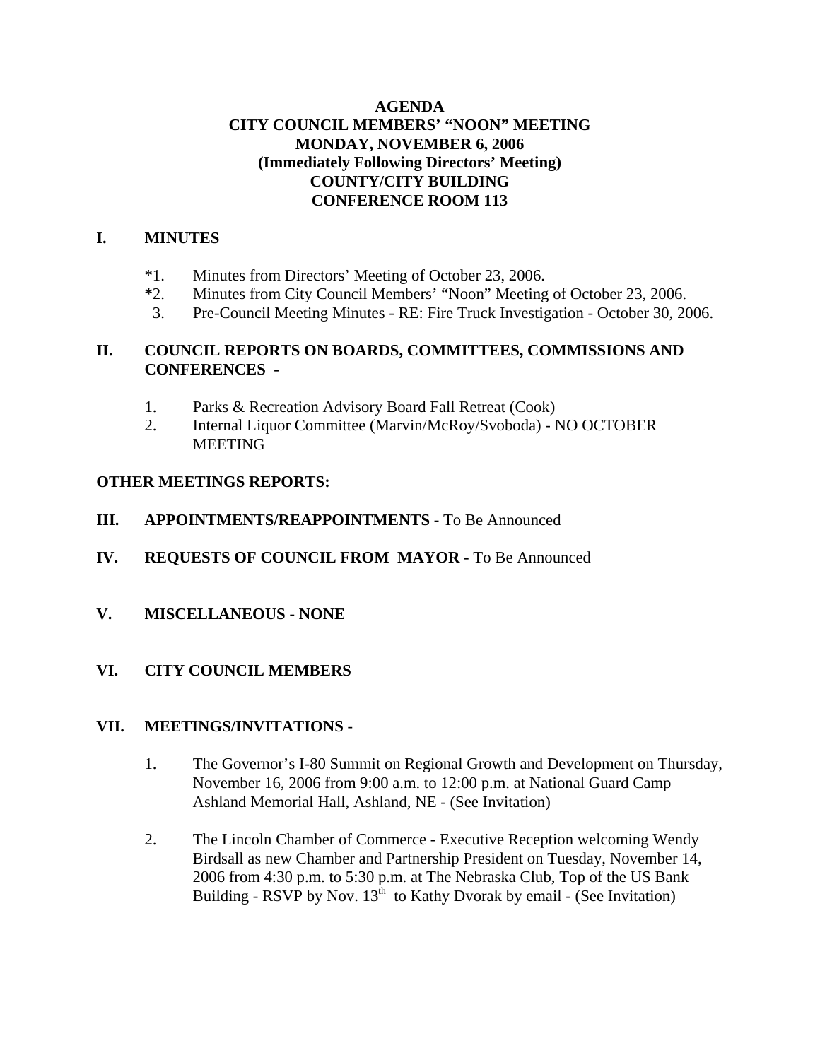# AGENDA
## CITY COUNCIL MEMBERS' "NOON" MEETING
## MONDAY, NOVEMBER 6, 2006
## (Immediately Following Directors' Meeting)
## COUNTY/CITY BUILDING
## CONFERENCE ROOM 113

## I. MINUTES

*1. Minutes from Directors' Meeting of October 23, 2006.
*2. Minutes from City Council Members' "Noon" Meeting of October 23, 2006.
3. Pre-Council Meeting Minutes - RE: Fire Truck Investigation - October 30, 2006.

## II. COUNCIL REPORTS ON BOARDS, COMMITTEES, COMMISSIONS AND CONFERENCES -

1. Parks & Recreation Advisory Board Fall Retreat (Cook)
2. Internal Liquor Committee (Marvin/McRoy/Svoboda) - NO OCTOBER MEETING

**OTHER MEETINGS REPORTS:**

## III. APPOINTMENTS/REAPPOINTMENTS - To Be Announced

## IV. REQUESTS OF COUNCIL FROM MAYOR - To Be Announced

## V. MISCELLANEOUS - NONE

## VI. CITY COUNCIL MEMBERS

## VII. MEETINGS/INVITATIONS -

1. The Governor's I-80 Summit on Regional Growth and Development on Thursday, November 16, 2006 from 9:00 a.m. to 12:00 p.m. at National Guard Camp Ashland Memorial Hall, Ashland, NE - (See Invitation)

2. The Lincoln Chamber of Commerce - Executive Reception welcoming Wendy Birdsall as new Chamber and Partnership President on Tuesday, November 14, 2006 from 4:30 p.m. to 5:30 p.m. at The Nebraska Club, Top of the US Bank Building - RSVP by Nov. 13th to Kathy Dvorak by email - (See Invitation)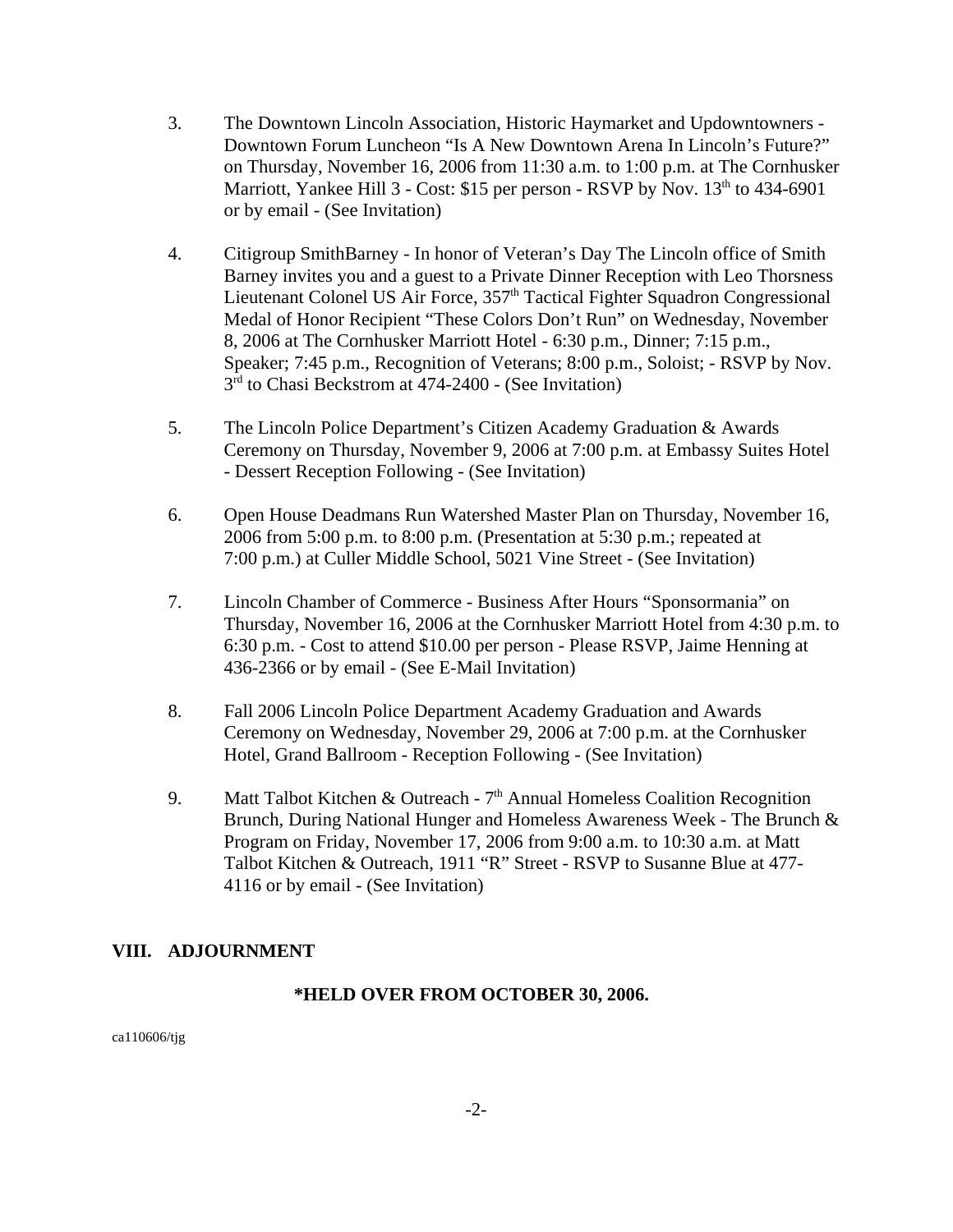3. The Downtown Lincoln Association, Historic Haymarket and Updowntowners - Downtown Forum Luncheon "Is A New Downtown Arena In Lincoln's Future?" on Thursday, November 16, 2006 from 11:30 a.m. to 1:00 p.m. at The Cornhusker Marriott, Yankee Hill 3 - Cost: $15 per person - RSVP by Nov. 13th to 434-6901 or by email - (See Invitation)

4. Citigroup SmithBarney - In honor of Veteran's Day The Lincoln office of Smith Barney invites you and a guest to a Private Dinner Reception with Leo Thorsness Lieutenant Colonel US Air Force, 357th Tactical Fighter Squadron Congressional Medal of Honor Recipient "These Colors Don't Run" on Wednesday, November 8, 2006 at The Cornhusker Marriott Hotel - 6:30 p.m., Dinner; 7:15 p.m., Speaker; 7:45 p.m., Recognition of Veterans; 8:00 p.m., Soloist; - RSVP by Nov. 3rd to Chasi Beckstrom at 474-2400 - (See Invitation)

5. The Lincoln Police Department's Citizen Academy Graduation & Awards Ceremony on Thursday, November 9, 2006 at 7:00 p.m. at Embassy Suites Hotel - Dessert Reception Following - (See Invitation)

6. Open House Deadmans Run Watershed Master Plan on Thursday, November 16, 2006 from 5:00 p.m. to 8:00 p.m. (Presentation at 5:30 p.m.; repeated at 7:00 p.m.) at Culler Middle School, 5021 Vine Street - (See Invitation)

7. Lincoln Chamber of Commerce - Business After Hours "Sponsormania" on Thursday, November 16, 2006 at the Cornhusker Marriott Hotel from 4:30 p.m. to 6:30 p.m. - Cost to attend $10.00 per person - Please RSVP, Jaime Henning at 436-2366 or by email - (See E-Mail Invitation)

8. Fall 2006 Lincoln Police Department Academy Graduation and Awards Ceremony on Wednesday, November 29, 2006 at 7:00 p.m. at the Cornhusker Hotel, Grand Ballroom - Reception Following - (See Invitation)

9. Matt Talbot Kitchen & Outreach - 7th Annual Homeless Coalition Recognition Brunch, During National Hunger and Homeless Awareness Week - The Brunch & Program on Friday, November 17, 2006 from 9:00 a.m. to 10:30 a.m. at Matt Talbot Kitchen & Outreach, 1911 "R" Street - RSVP to Susanne Blue at 477-4116 or by email - (See Invitation)

## VIII. ADJOURNMENT

**\*HELD OVER FROM OCTOBER 30, 2006.**

ca110606/tjg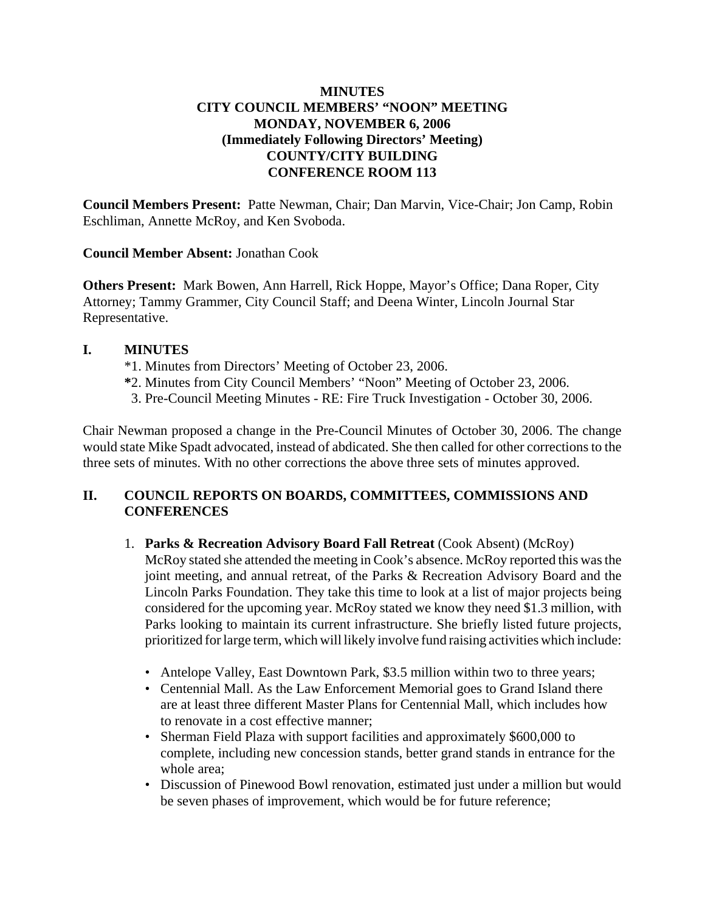**MINUTES**
**CITY COUNCIL MEMBERS' "NOON" MEETING**
**MONDAY, NOVEMBER 6, 2006**
**(Immediately Following Directors' Meeting)**
**COUNTY/CITY BUILDING**
**CONFERENCE ROOM 113**

**Council Members Present:** Patte Newman, Chair; Dan Marvin, Vice-Chair; Jon Camp, Robin Eschliman, Annette McRoy, and Ken Svoboda.

**Council Member Absent:** Jonathan Cook

**Others Present:** Mark Bowen, Ann Harrell, Rick Hoppe, Mayor's Office; Dana Roper, City Attorney; Tammy Grammer, City Council Staff; and Deena Winter, Lincoln Journal Star Representative.

## I. MINUTES

*1. Minutes from Directors' Meeting of October 23, 2006.
*2. Minutes from City Council Members' "Noon" Meeting of October 23, 2006.
3. Pre-Council Meeting Minutes - RE: Fire Truck Investigation - October 30, 2006.

Chair Newman proposed a change in the Pre-Council Minutes of October 30, 2006. The change would state Mike Spadt advocated, instead of abdicated. She then called for other corrections to the three sets of minutes. With no other corrections the above three sets of minutes approved.

## II. COUNCIL REPORTS ON BOARDS, COMMITTEES, COMMISSIONS AND CONFERENCES

1. **Parks & Recreation Advisory Board Fall Retreat** (Cook Absent) (McRoy)
McRoy stated she attended the meeting in Cook's absence. McRoy reported this was the joint meeting, and annual retreat, of the Parks & Recreation Advisory Board and the Lincoln Parks Foundation. They take this time to look at a list of major projects being considered for the upcoming year. McRoy stated we know they need $1.3 million, with Parks looking to maintain its current infrastructure. She briefly listed future projects, prioritized for large term, which will likely involve fund raising activities which include:

    - Antelope Valley, East Downtown Park, $3.5 million within two to three years;
    - Centennial Mall. As the Law Enforcement Memorial goes to Grand Island there are at least three different Master Plans for Centennial Mall, which includes how to renovate in a cost effective manner;
    - Sherman Field Plaza with support facilities and approximately $600,000 to complete, including new concession stands, better grand stands in entrance for the whole area;
    - Discussion of Pinewood Bowl renovation, estimated just under a million but would be seven phases of improvement, which would be for future reference;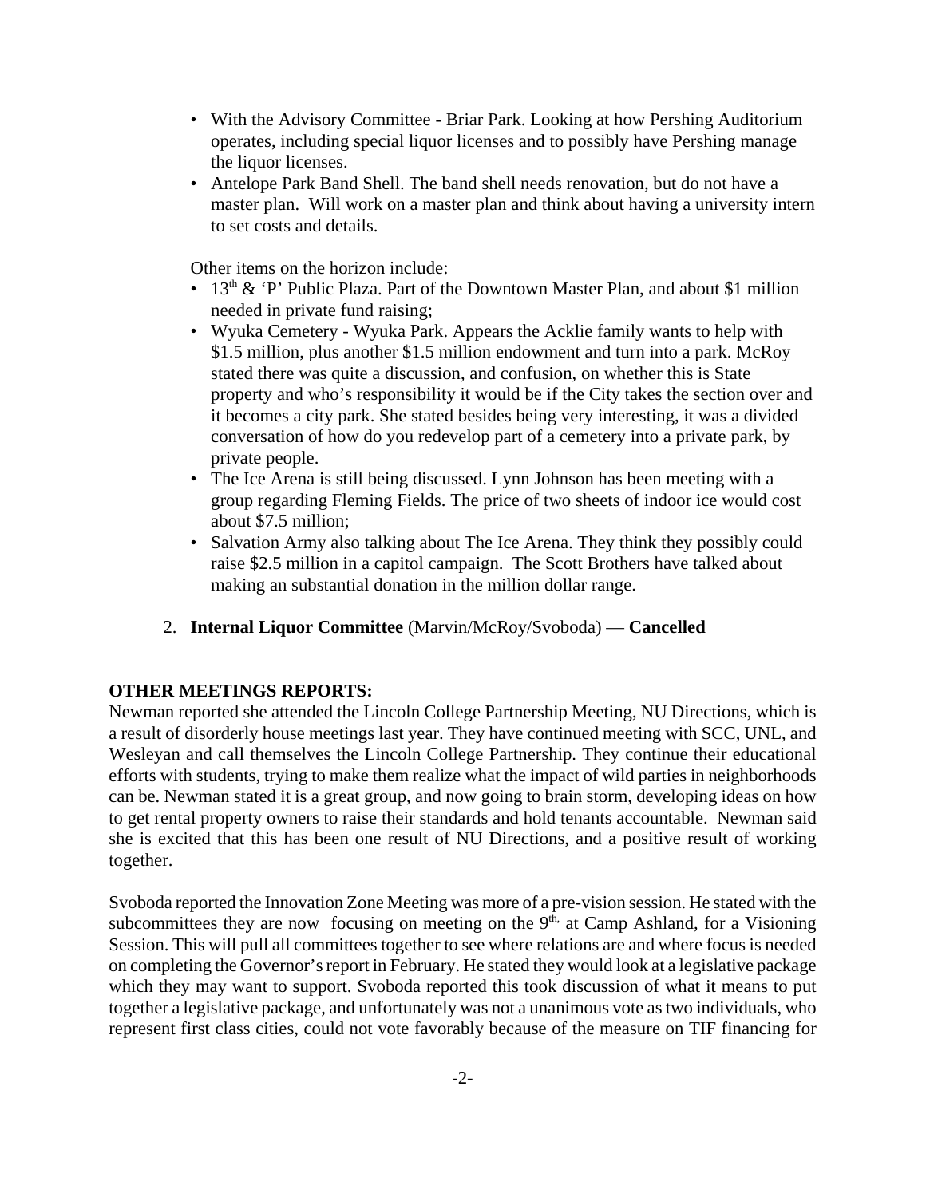- With the Advisory Committee - Briar Park. Looking at how Pershing Auditorium operates, including special liquor licenses and to possibly have Pershing manage the liquor licenses.
- Antelope Park Band Shell. The band shell needs renovation, but do not have a master plan. Will work on a master plan and think about having a university intern to set costs and details.

Other items on the horizon include:

- 13th & 'P' Public Plaza. Part of the Downtown Master Plan, and about $1 million needed in private fund raising;
- Wyuka Cemetery - Wyuka Park. Appears the Acklie family wants to help with $1.5 million, plus another $1.5 million endowment and turn into a park. McRoy stated there was quite a discussion, and confusion, on whether this is State property and who's responsibility it would be if the City takes the section over and it becomes a city park. She stated besides being very interesting, it was a divided conversation of how do you redevelop part of a cemetery into a private park, by private people.
- The Ice Arena is still being discussed. Lynn Johnson has been meeting with a group regarding Fleming Fields. The price of two sheets of indoor ice would cost about $7.5 million;
- Salvation Army also talking about The Ice Arena. They think they possibly could raise $2.5 million in a capitol campaign. The Scott Brothers have talked about making an substantial donation in the million dollar range.

2. **Internal Liquor Committee** (Marvin/McRoy/Svoboda) — **Cancelled**

**OTHER MEETINGS REPORTS:**

Newman reported she attended the Lincoln College Partnership Meeting, NU Directions, which is a result of disorderly house meetings last year. They have continued meeting with SCC, UNL, and Wesleyan and call themselves the Lincoln College Partnership. They continue their educational efforts with students, trying to make them realize what the impact of wild parties in neighborhoods can be. Newman stated it is a great group, and now going to brain storm, developing ideas on how to get rental property owners to raise their standards and hold tenants accountable. Newman said she is excited that this has been one result of NU Directions, and a positive result of working together.

Svoboda reported the Innovation Zone Meeting was more of a pre-vision session. He stated with the subcommittees they are now focusing on meeting on the 9th, at Camp Ashland, for a Visioning Session. This will pull all committees together to see where relations are and where focus is needed on completing the Governor's report in February. He stated they would look at a legislative package which they may want to support. Svoboda reported this took discussion of what it means to put together a legislative package, and unfortunately was not a unanimous vote as two individuals, who represent first class cities, could not vote favorably because of the measure on TIF financing for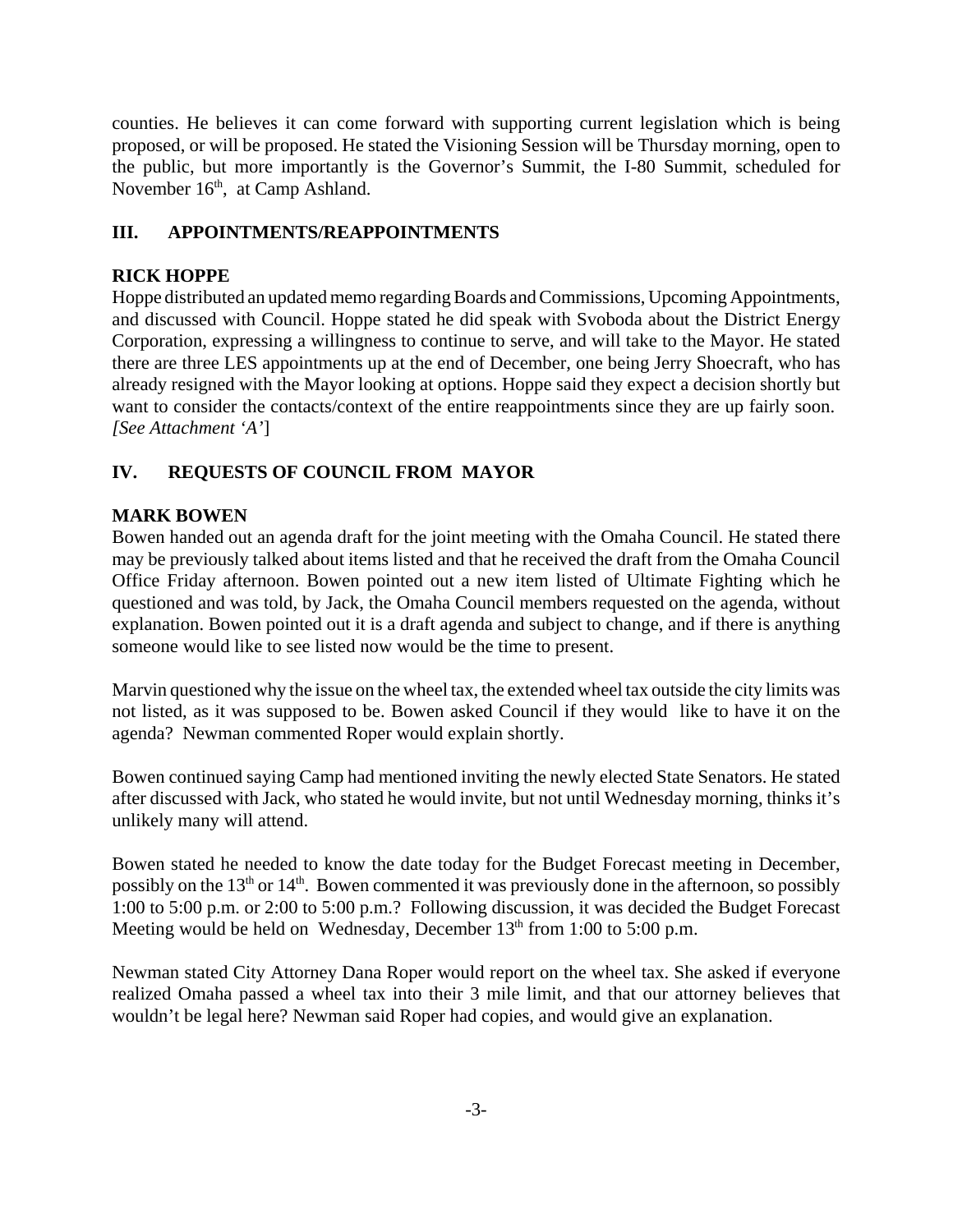counties. He believes it can come forward with supporting current legislation which is being proposed, or will be proposed. He stated the Visioning Session will be Thursday morning, open to the public, but more importantly is the Governor's Summit, the I-80 Summit, scheduled for November 16th, at Camp Ashland.

## III. APPOINTMENTS/REAPPOINTMENTS

### RICK HOPPE

Hoppe distributed an updated memo regarding Boards and Commissions, Upcoming Appointments, and discussed with Council. Hoppe stated he did speak with Svoboda about the District Energy Corporation, expressing a willingness to continue to serve, and will take to the Mayor. He stated there are three LES appointments up at the end of December, one being Jerry Shoecraft, who has already resigned with the Mayor looking at options. Hoppe said they expect a decision shortly but want to consider the contacts/context of the entire reappointments since they are up fairly soon. *[See Attachment 'A']*

## IV. REQUESTS OF COUNCIL FROM MAYOR

### MARK BOWEN

Bowen handed out an agenda draft for the joint meeting with the Omaha Council. He stated there may be previously talked about items listed and that he received the draft from the Omaha Council Office Friday afternoon. Bowen pointed out a new item listed of Ultimate Fighting which he questioned and was told, by Jack, the Omaha Council members requested on the agenda, without explanation. Bowen pointed out it is a draft agenda and subject to change, and if there is anything someone would like to see listed now would be the time to present.

Marvin questioned why the issue on the wheel tax, the extended wheel tax outside the city limits was not listed, as it was supposed to be. Bowen asked Council if they would like to have it on the agenda? Newman commented Roper would explain shortly.

Bowen continued saying Camp had mentioned inviting the newly elected State Senators. He stated after discussed with Jack, who stated he would invite, but not until Wednesday morning, thinks it's unlikely many will attend.

Bowen stated he needed to know the date today for the Budget Forecast meeting in December, possibly on the 13th or 14th. Bowen commented it was previously done in the afternoon, so possibly 1:00 to 5:00 p.m. or 2:00 to 5:00 p.m.? Following discussion, it was decided the Budget Forecast Meeting would be held on Wednesday, December 13th from 1:00 to 5:00 p.m.

Newman stated City Attorney Dana Roper would report on the wheel tax. She asked if everyone realized Omaha passed a wheel tax into their 3 mile limit, and that our attorney believes that wouldn't be legal here? Newman said Roper had copies, and would give an explanation.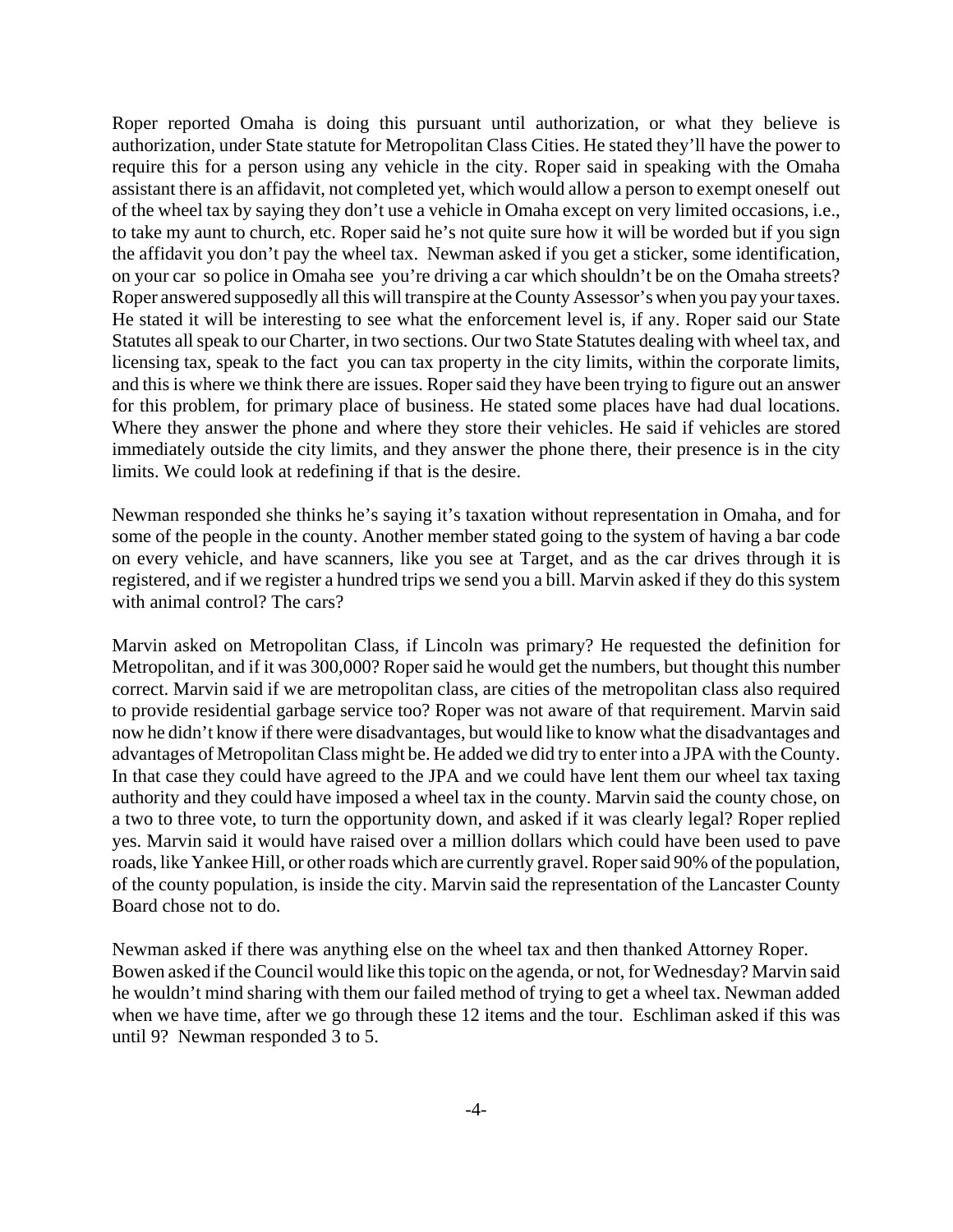Roper reported Omaha is doing this pursuant until authorization, or what they believe is authorization, under State statute for Metropolitan Class Cities. He stated they'll have the power to require this for a person using any vehicle in the city. Roper said in speaking with the Omaha assistant there is an affidavit, not completed yet, which would allow a person to exempt oneself out of the wheel tax by saying they don't use a vehicle in Omaha except on very limited occasions, i.e., to take my aunt to church, etc. Roper said he's not quite sure how it will be worded but if you sign the affidavit you don't pay the wheel tax. Newman asked if you get a sticker, some identification, on your car so police in Omaha see you're driving a car which shouldn't be on the Omaha streets? Roper answered supposedly all this will transpire at the County Assessor's when you pay your taxes. He stated it will be interesting to see what the enforcement level is, if any. Roper said our State Statutes all speak to our Charter, in two sections. Our two State Statutes dealing with wheel tax, and licensing tax, speak to the fact you can tax property in the city limits, within the corporate limits, and this is where we think there are issues. Roper said they have been trying to figure out an answer for this problem, for primary place of business. He stated some places have had dual locations. Where they answer the phone and where they store their vehicles. He said if vehicles are stored immediately outside the city limits, and they answer the phone there, their presence is in the city limits. We could look at redefining if that is the desire.

Newman responded she thinks he's saying it's taxation without representation in Omaha, and for some of the people in the county. Another member stated going to the system of having a bar code on every vehicle, and have scanners, like you see at Target, and as the car drives through it is registered, and if we register a hundred trips we send you a bill. Marvin asked if they do this system with animal control? The cars?

Marvin asked on Metropolitan Class, if Lincoln was primary? He requested the definition for Metropolitan, and if it was 300,000? Roper said he would get the numbers, but thought this number correct. Marvin said if we are metropolitan class, are cities of the metropolitan class also required to provide residential garbage service too? Roper was not aware of that requirement. Marvin said now he didn't know if there were disadvantages, but would like to know what the disadvantages and advantages of Metropolitan Class might be. He added we did try to enter into a JPA with the County. In that case they could have agreed to the JPA and we could have lent them our wheel tax taxing authority and they could have imposed a wheel tax in the county. Marvin said the county chose, on a two to three vote, to turn the opportunity down, and asked if it was clearly legal? Roper replied yes. Marvin said it would have raised over a million dollars which could have been used to pave roads, like Yankee Hill, or other roads which are currently gravel. Roper said 90% of the population, of the county population, is inside the city. Marvin said the representation of the Lancaster County Board chose not to do.

Newman asked if there was anything else on the wheel tax and then thanked Attorney Roper. Bowen asked if the Council would like this topic on the agenda, or not, for Wednesday? Marvin said he wouldn't mind sharing with them our failed method of trying to get a wheel tax. Newman added when we have time, after we go through these 12 items and the tour. Eschliman asked if this was until 9? Newman responded 3 to 5.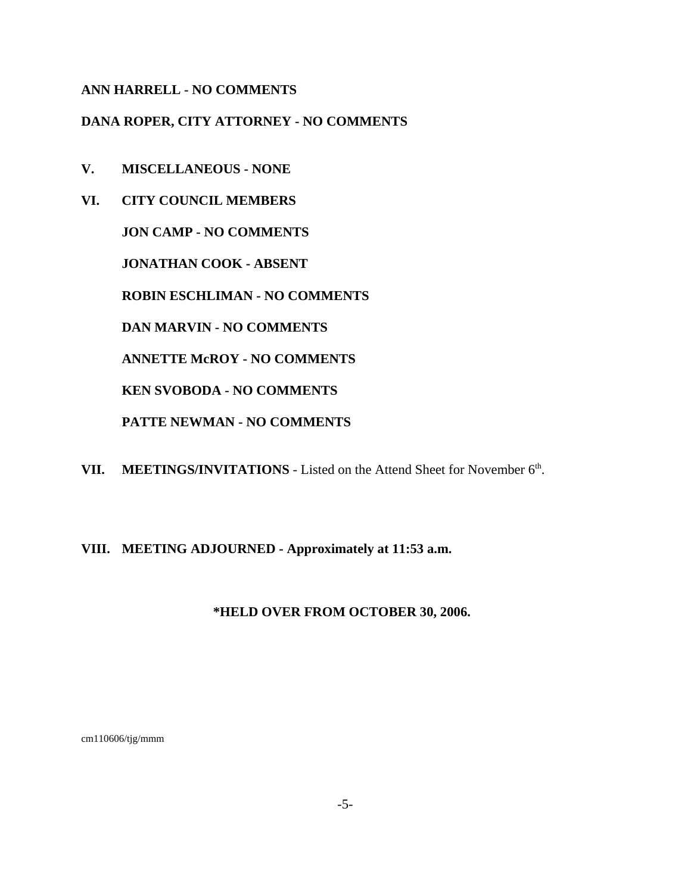**ANN HARRELL - NO COMMENTS**

**DANA ROPER, CITY ATTORNEY - NO COMMENTS**

**V. MISCELLANEOUS - NONE**

**VI. CITY COUNCIL MEMBERS**

**JON CAMP - NO COMMENTS**

**JONATHAN COOK - ABSENT**

**ROBIN ESCHLIMAN - NO COMMENTS**

**DAN MARVIN - NO COMMENTS**

**ANNETTE McROY - NO COMMENTS**

**KEN SVOBODA - NO COMMENTS**

**PATTE NEWMAN - NO COMMENTS**

**VII. MEETINGS/INVITATIONS** - Listed on the Attend Sheet for November 6th.

**VIII. MEETING ADJOURNED - Approximately at 11:53 a.m.**

**\*HELD OVER FROM OCTOBER 30, 2006.**

cm110606/tjg/mmm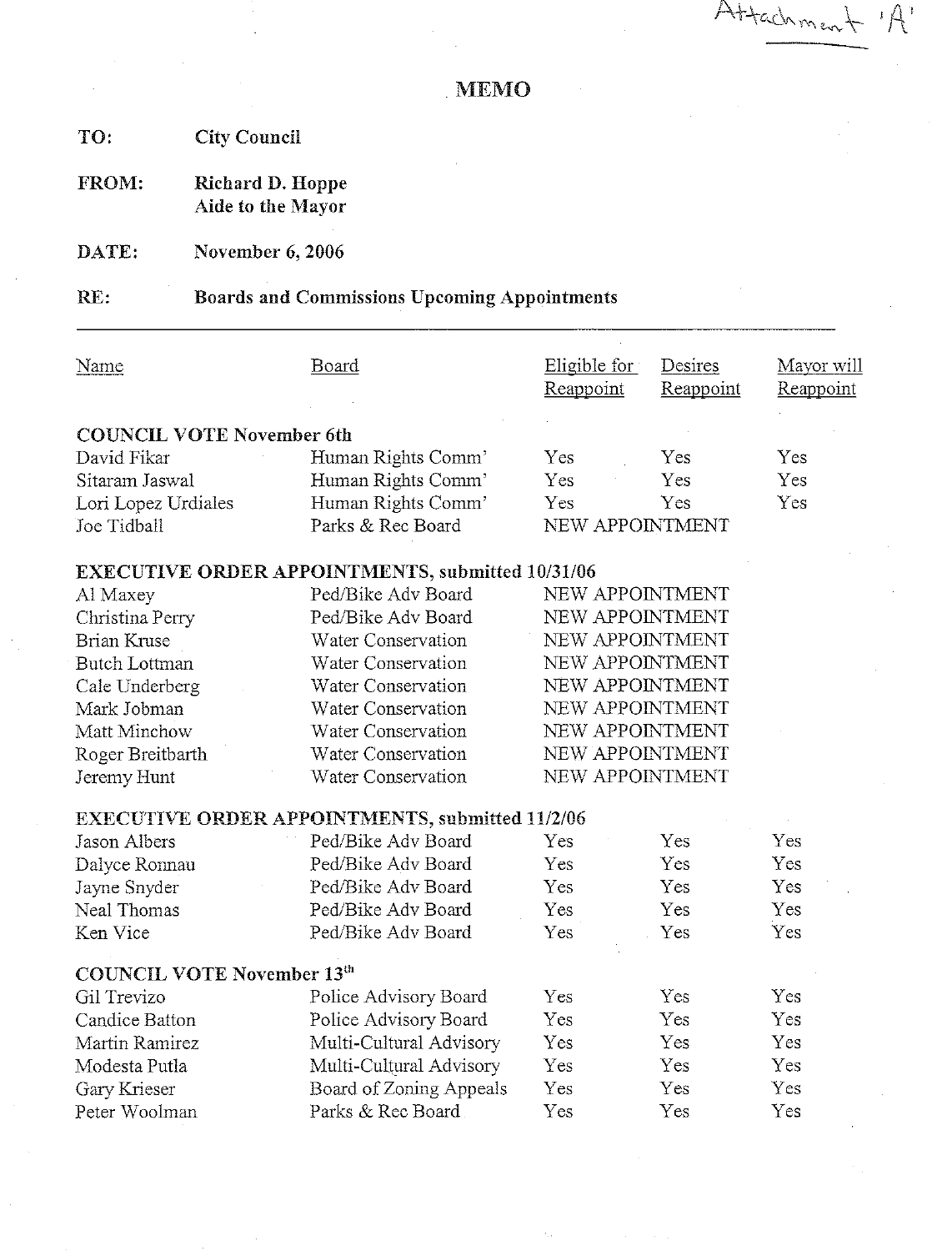Attachment 'A'

# MEMO

**TO:** City Council

**FROM:** Richard D. Hoppe
Aide to the Mayor

**DATE:** November 6, 2006

**RE:** Boards and Commissions Upcoming Appointments

| Name | Board | Eligible for Reappoint | Desires Reappoint | Mayor will Reappoint |
|---|---|---|---|---|
| **COUNCIL VOTE November 6th** | | | | |
| David Fikar | Human Rights Comm' | Yes | Yes | Yes |
| Sitaram Jaswal | Human Rights Comm' | Yes | Yes | Yes |
| Lori Lopez Urdiales | Human Rights Comm' | Yes | Yes | Yes |
| Joe Tidball | Parks & Rec Board | NEW APPOINTMENT | | |
| **EXECUTIVE ORDER APPOINTMENTS, submitted 10/31/06** | | | | |
| Al Maxey | Ped/Bike Adv Board | NEW APPOINTMENT | | |
| Christina Perry | Ped/Bike Adv Board | NEW APPOINTMENT | | |
| Brian Kruse | Water Conservation | NEW APPOINTMENT | | |
| Butch Lottman | Water Conservation | NEW APPOINTMENT | | |
| Cale Underberg | Water Conservation | NEW APPOINTMENT | | |
| Mark Jobman | Water Conservation | NEW APPOINTMENT | | |
| Matt Minchow | Water Conservation | NEW APPOINTMENT | | |
| Roger Breitbarth | Water Conservation | NEW APPOINTMENT | | |
| Jeremy Hunt | Water Conservation | NEW APPOINTMENT | | |
| **EXECUTIVE ORDER APPOINTMENTS, submitted 11/2/06** | | | | |
| Jason Albers | Ped/Bike Adv Board | Yes | Yes | Yes |
| Dalyce Ronnau | Ped/Bike Adv Board | Yes | Yes | Yes |
| Jayne Snyder | Ped/Bike Adv Board | Yes | Yes | Yes |
| Neal Thomas | Ped/Bike Adv Board | Yes | Yes | Yes |
| Ken Vice | Ped/Bike Adv Board | Yes | Yes | Yes |
| **COUNCIL VOTE November 13th** | | | | |
| Gil Trevizo | Police Advisory Board | Yes | Yes | Yes |
| Candice Batton | Police Advisory Board | Yes | Yes | Yes |
| Martin Ramirez | Multi-Cultural Advisory | Yes | Yes | Yes |
| Modesta Putla | Multi-Cultural Advisory | Yes | Yes | Yes |
| Gary Krieser | Board of Zoning Appeals | Yes | Yes | Yes |
| Peter Woolman | Parks & Rec Board | Yes | Yes | Yes |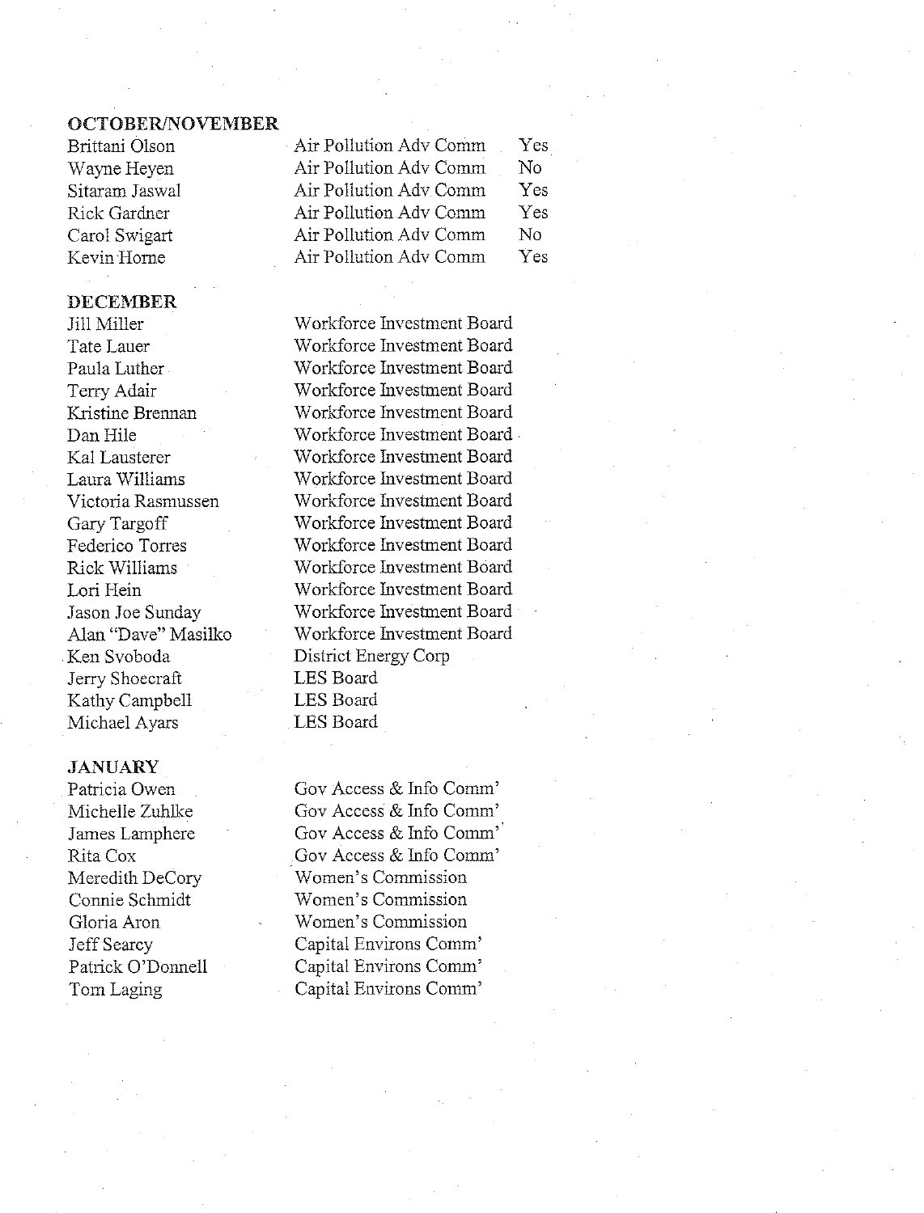**OCTOBER/NOVEMBER**

| | | |
|---|---|---|
| Brittani Olson | Air Pollution Adv Comm | Yes |
| Wayne Heyen | Air Pollution Adv Comm | No |
| Sitaram Jaswal | Air Pollution Adv Comm | Yes |
| Rick Gardner | Air Pollution Adv Comm | Yes |
| Carol Swigart | Air Pollution Adv Comm | No |
| Kevin Horne | Air Pollution Adv Comm | Yes |

**DECEMBER**

| | |
|---|---|
| Jill Miller | Workforce Investment Board |
| Tate Lauer | Workforce Investment Board |
| Paula Luther | Workforce Investment Board |
| Terry Adair | Workforce Investment Board |
| Kristine Brennan | Workforce Investment Board |
| Dan Hile | Workforce Investment Board |
| Kal Lausterer | Workforce Investment Board |
| Laura Williams | Workforce Investment Board |
| Victoria Rasmussen | Workforce Investment Board |
| Gary Targoff | Workforce Investment Board |
| Federico Torres | Workforce Investment Board |
| Rick Williams | Workforce Investment Board |
| Lori Hein | Workforce Investment Board |
| Jason Joe Sunday | Workforce Investment Board |
| Alan "Dave" Masilko | Workforce Investment Board |
| Ken Svoboda | District Energy Corp |
| Jerry Shoecraft | LES Board |
| Kathy Campbell | LES Board |
| Michael Ayars | LES Board |

**JANUARY**

| | |
|---|---|
| Patricia Owen | Gov Access & Info Comm' |
| Michelle Zuhlke | Gov Access & Info Comm' |
| James Lamphere | Gov Access & Info Comm' |
| Rita Cox | Gov Access & Info Comm' |
| Meredith DeCory | Women's Commission |
| Connie Schmidt | Women's Commission |
| Gloria Aron | Women's Commission |
| Jeff Searcy | Capital Environs Comm' |
| Patrick O'Donnell | Capital Environs Comm' |
| Tom Laging | Capital Environs Comm' |